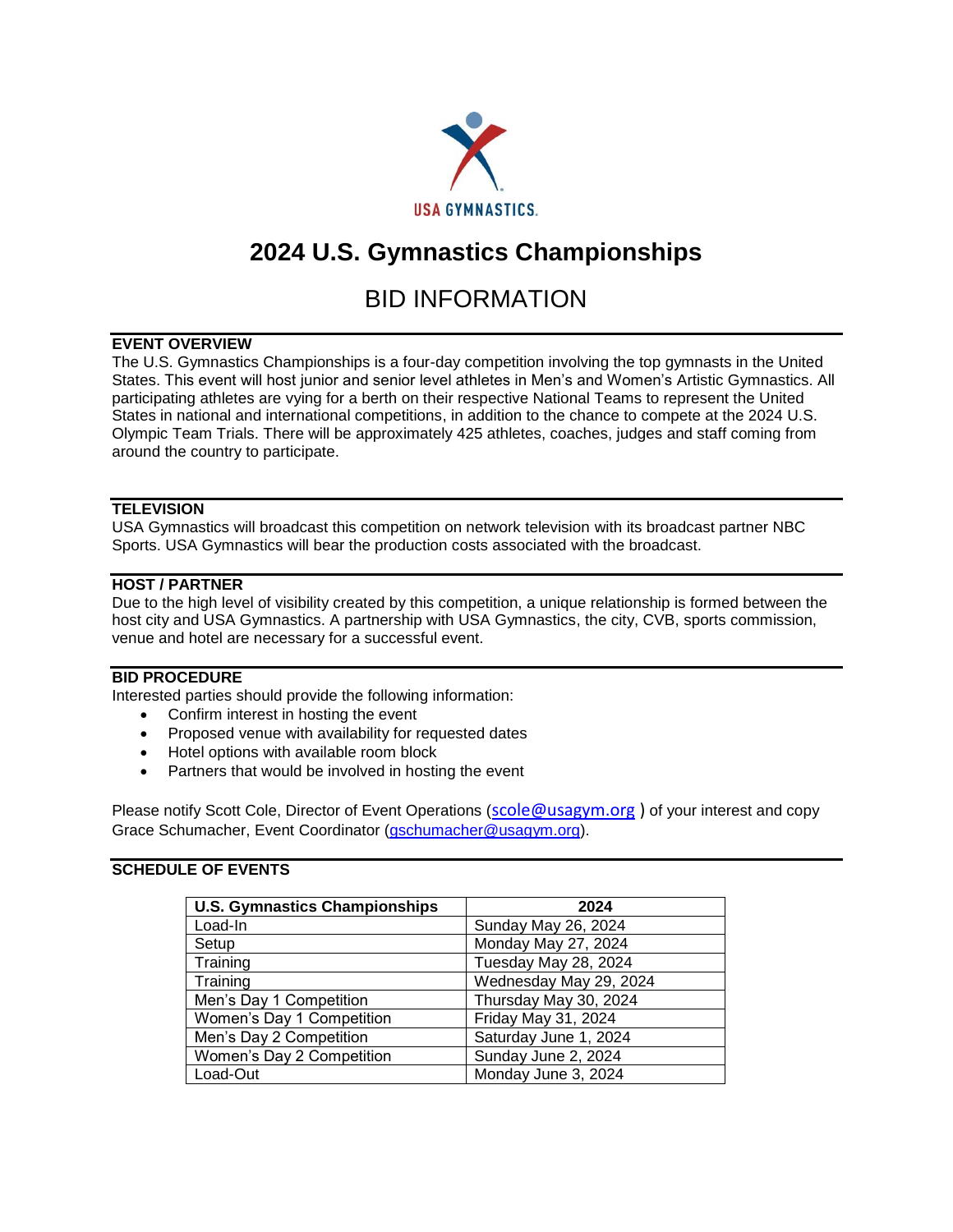USA GYMNASTICS.

# 2024 U.S. Gymnastics Championships

## BID INFORMATION

**EVENT OVERVIEW**

The U.S. Gymnastics Championships is a four-day competition involving the top gymnasts in the United States. This event will host junior and senior level athletes in Men's and Women's Artistic Gymnastics. All participating athletes are vying for a berth on their respective National Teams to represent the United States in national and international competitions, in addition to the chance to compete at the 2024 U.S. Olympic Team Trials. There will be approximately 425 athletes, coaches, judges and staff coming from around the country to participate.

**TELEVISION**

USA Gymnastics will broadcast this competition on network television with its broadcast partner NBC Sports. USA Gymnastics will bear the production costs associated with the broadcast.

**HOST / PARTNER**

Due to the high level of visibility created by this competition, a unique relationship is formed between the host city and USA Gymnastics. A partnership with USA Gymnastics, the city, CVB, sports commission, venue and hotel are necessary for a successful event.

**BID PROCEDURE**

Interested parties should provide the following information:

- Confirm interest in hosting the event
- Proposed venue with availability for requested dates
- Hotel options with available room block
- Partners that would be involved in hosting the event

Please notify Scott Cole, Director of Event Operations (scole@usagym.org ) of your interest and copy Grace Schumacher, Event Coordinator (gschumacher@usagym.org).

**SCHEDULE OF EVENTS**

| U.S. Gymnastics Championships | 2024 |
|---|---|
| Load-In | Sunday May 26, 2024 |
| Setup | Monday May 27, 2024 |
| Training | Tuesday May 28, 2024 |
| Training | Wednesday May 29, 2024 |
| Men's Day 1 Competition | Thursday May 30, 2024 |
| Women's Day 1 Competition | Friday May 31, 2024 |
| Men's Day 2 Competition | Saturday June 1, 2024 |
| Women's Day 2 Competition | Sunday June 2, 2024 |
| Load-Out | Monday June 3, 2024 |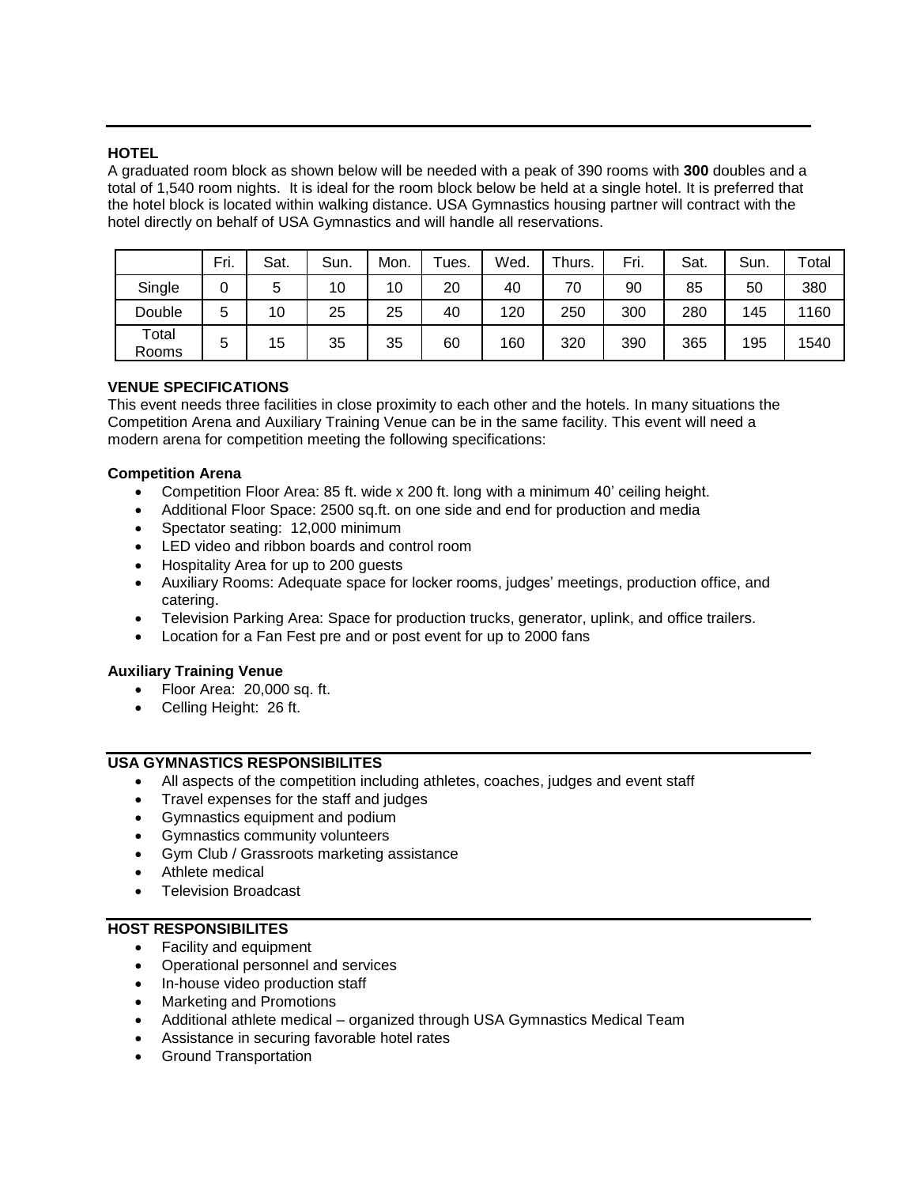## HOTEL

A graduated room block as shown below will be needed with a peak of 390 rooms with **300** doubles and a total of 1,540 room nights. It is ideal for the room block below be held at a single hotel. It is preferred that the hotel block is located within walking distance. USA Gymnastics housing partner will contract with the hotel directly on behalf of USA Gymnastics and will handle all reservations.

| | Fri. | Sat. | Sun. | Mon. | Tues. | Wed. | Thurs. | Fri. | Sat. | Sun. | Total |
|---|---|---|---|---|---|---|---|---|---|---|---|
| Single | 0 | 5 | 10 | 10 | 20 | 40 | 70 | 90 | 85 | 50 | 380 |
| Double | 5 | 10 | 25 | 25 | 40 | 120 | 250 | 300 | 280 | 145 | 1160 |
| Total Rooms | 5 | 15 | 35 | 35 | 60 | 160 | 320 | 390 | 365 | 195 | 1540 |

## VENUE SPECIFICATIONS

This event needs three facilities in close proximity to each other and the hotels. In many situations the Competition Arena and Auxiliary Training Venue can be in the same facility. This event will need a modern arena for competition meeting the following specifications:

### Competition Arena

- Competition Floor Area: 85 ft. wide x 200 ft. long with a minimum 40' ceiling height.
- Additional Floor Space: 2500 sq.ft. on one side and end for production and media
- Spectator seating: 12,000 minimum
- LED video and ribbon boards and control room
- Hospitality Area for up to 200 guests
- Auxiliary Rooms: Adequate space for locker rooms, judges' meetings, production office, and catering.
- Television Parking Area: Space for production trucks, generator, uplink, and office trailers.
- Location for a Fan Fest pre and or post event for up to 2000 fans

### Auxiliary Training Venue

- Floor Area: 20,000 sq. ft.
- Celling Height: 26 ft.

## USA GYMNASTICS RESPONSIBILITES

- All aspects of the competition including athletes, coaches, judges and event staff
- Travel expenses for the staff and judges
- Gymnastics equipment and podium
- Gymnastics community volunteers
- Gym Club / Grassroots marketing assistance
- Athlete medical
- Television Broadcast

## HOST RESPONSIBILITES

- Facility and equipment
- Operational personnel and services
- In-house video production staff
- Marketing and Promotions
- Additional athlete medical – organized through USA Gymnastics Medical Team
- Assistance in securing favorable hotel rates
- Ground Transportation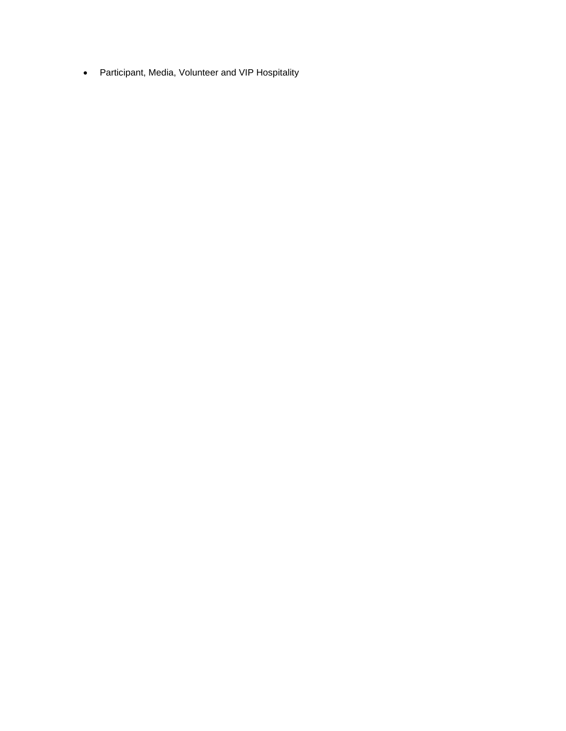- Participant, Media, Volunteer and VIP Hospitality